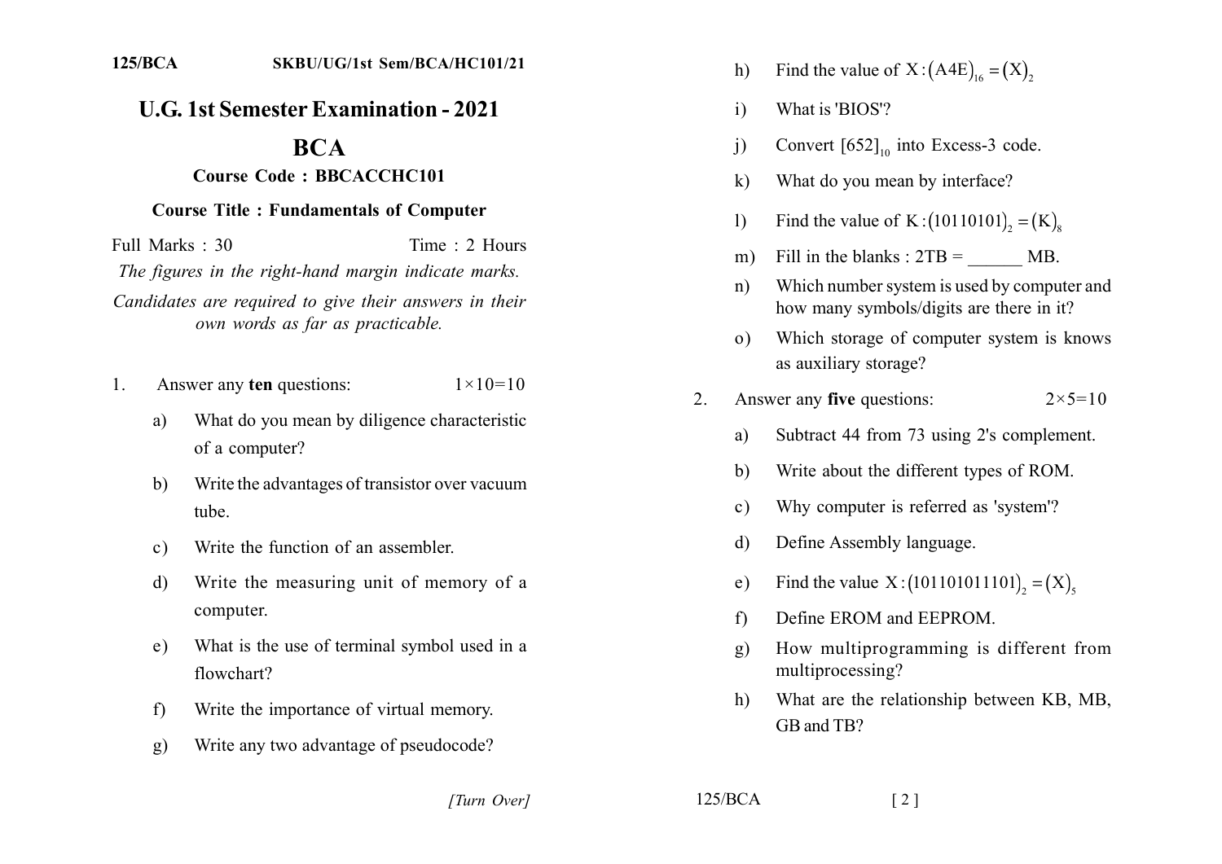125/BCA SKBU/UG/1st Sem/BCA/HC101/21

# U.G. 1st Semester Examination - 2021

## BCA

### Course Code : BBCACCHC101

### Course Title : Fundamentals of Computer

Full Marks : 30 Time : 2 Hours

*The figures in the right-hand margin indicate marks.*

*Candidates are required to give their answers in their own words as far as practicable.*

1. Answer any **ten** questions: $1\times10=10$

   a) What do you mean by diligence characteristic of a computer?

   b) Write the advantages of transistor over vacuum tube.

   c) Write the function of an assembler.

   d) Write the measuring unit of memory of a computer.

   e) What is the use of terminal symbol used in a flowchart?

   f) Write the importance of virtual memory.

   g) Write any two advantage of pseudocode?

   h) Find the value of $X:(A4E)_{16}=(X)_2$

   i) What is 'BIOS'?

   j) Convert $[652]_{10}$ into Excess-3 code.

   k) What do you mean by interface?

   l) Find the value of $K:(10110101)_2=(K)_8$

   m) Fill in the blanks : 2TB = ______ MB.

   n) Which number system is used by computer and how many symbols/digits are there in it?

   o) Which storage of computer system is knows as auxiliary storage?

2. Answer any **five** questions: $2\times5=10$

   a) Subtract 44 from 73 using 2's complement.

   b) Write about the different types of ROM.

   c) Why computer is referred as 'system'?

   d) Define Assembly language.

   e) Find the value $X:(101101011101)_2=(X)_5$

   f) Define EROM and EEPROM.

   g) How multiprogramming is different from multiprocessing?

   h) What are the relationship between KB, MB, GB and TB?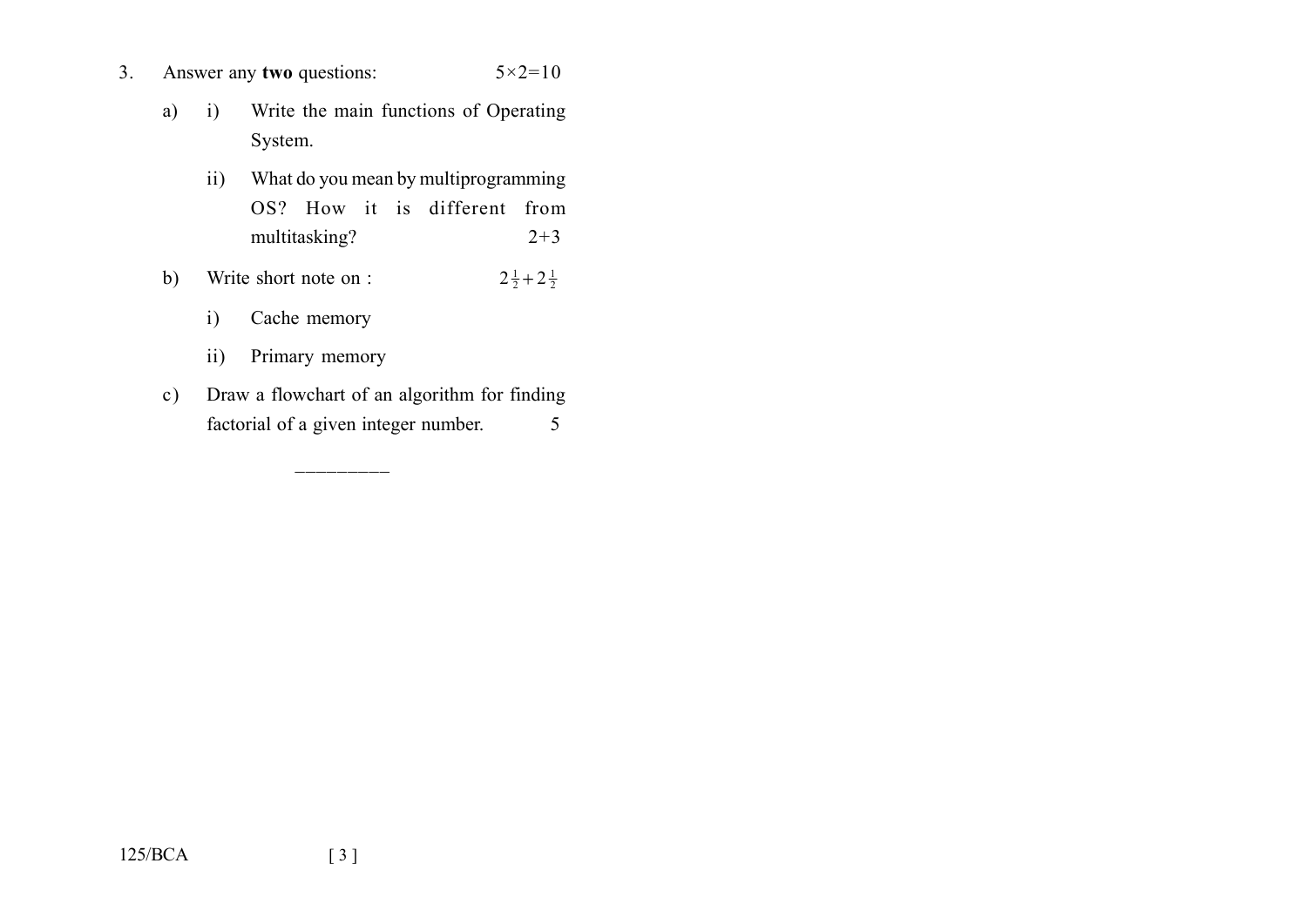3. Answer any **two** questions: 5×2=10

   a) i) Write the main functions of Operating System.

      ii) What do you mean by multiprogramming OS? How it is different from multitasking? 2+3

   b) Write short note on : $2\frac{1}{2}+2\frac{1}{2}$

      i) Cache memory

      ii) Primary memory

   c) Draw a flowchart of an algorithm for finding factorial of a given integer number. 5

_________